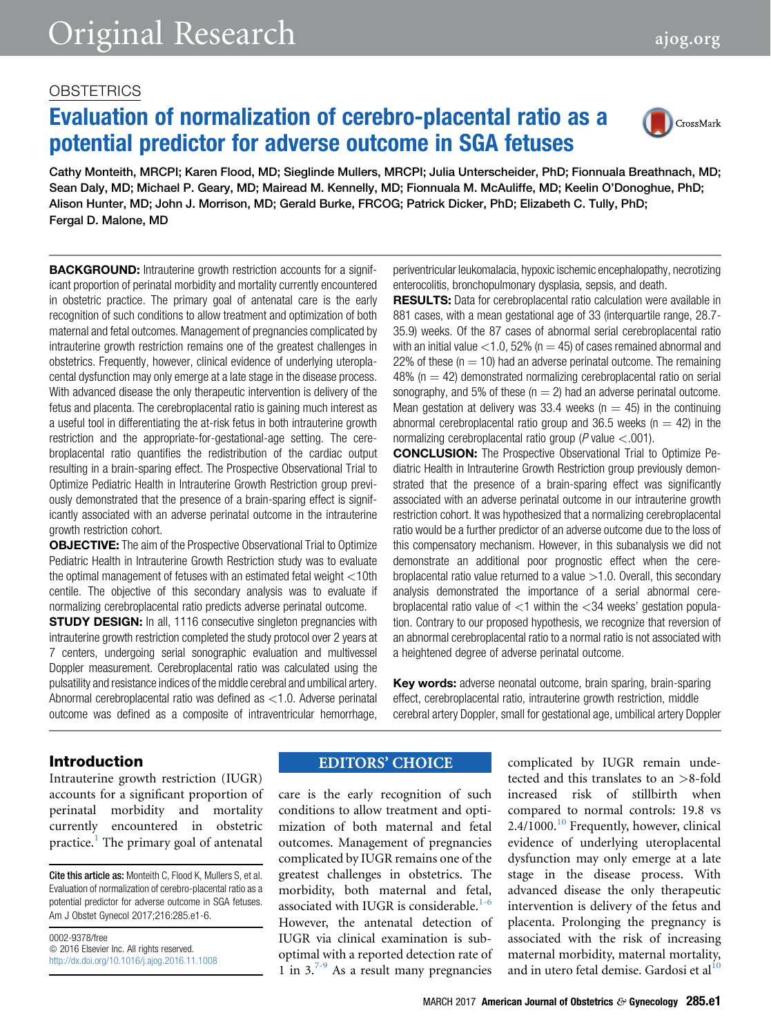OBSTETRICS

# Evaluation of normalization of cerebro-placental ratio as a potential predictor for adverse outcome in SGA fetuses

Cathy Monteith, MRCPI; Karen Flood, MD; Sieglinde Mullers, MRCPI; Julia Unterscheider, PhD; Fionnuala Breathnach, MD; Sean Daly, MD; Michael P. Geary, MD; Mairead M. Kennelly, MD; Fionnuala M. McAuliffe, MD; Keelin O'Donoghue, PhD; Alison Hunter, MD; John J. Morrison, MD; Gerald Burke, FRCOG; Patrick Dicker, PhD; Elizabeth C. Tully, PhD; Fergal D. Malone, MD

**BACKGROUND:** Intrauterine growth restriction accounts for a significant proportion of perinatal morbidity and mortality currently encountered in obstetric practice. The primary goal of antenatal care is the early recognition of such conditions to allow treatment and optimization of both maternal and fetal outcomes. Management of pregnancies complicated by intrauterine growth restriction remains one of the greatest challenges in obstetrics. Frequently, however, clinical evidence of underlying uteroplacental dysfunction may only emerge at a late stage in the disease process. With advanced disease the only therapeutic intervention is delivery of the fetus and placenta. The cerebroplacental ratio is gaining much interest as a useful tool in differentiating the at-risk fetus in both intrauterine growth restriction and the appropriate-for-gestational-age setting. The cerebroplacental ratio quantifies the redistribution of the cardiac output resulting in a brain-sparing effect. The Prospective Observational Trial to Optimize Pediatric Health in Intrauterine Growth Restriction group previously demonstrated that the presence of a brain-sparing effect is significantly associated with an adverse perinatal outcome in the intrauterine growth restriction cohort.

**OBJECTIVE:** The aim of the Prospective Observational Trial to Optimize Pediatric Health in Intrauterine Growth Restriction study was to evaluate the optimal management of fetuses with an estimated fetal weight <10th centile. The objective of this secondary analysis was to evaluate if normalizing cerebroplacental ratio predicts adverse perinatal outcome.

**STUDY DESIGN:** In all, 1116 consecutive singleton pregnancies with intrauterine growth restriction completed the study protocol over 2 years at 7 centers, undergoing serial sonographic evaluation and multivessel Doppler measurement. Cerebroplacental ratio was calculated using the pulsatility and resistance indices of the middle cerebral and umbilical artery. Abnormal cerebroplacental ratio was defined as <1.0. Adverse perinatal outcome was defined as a composite of intraventricular hemorrhage, periventricular leukomalacia, hypoxic ischemic encephalopathy, necrotizing enterocolitis, bronchopulmonary dysplasia, sepsis, and death.

**RESULTS:** Data for cerebroplacental ratio calculation were available in 881 cases, with a mean gestational age of 33 (interquartile range, 28.7-35.9) weeks. Of the 87 cases of abnormal serial cerebroplacental ratio with an initial value <1.0, 52% (n = 45) of cases remained abnormal and 22% of these (n = 10) had an adverse perinatal outcome. The remaining 48% (n = 42) demonstrated normalizing cerebroplacental ratio on serial sonography, and 5% of these (n = 2) had an adverse perinatal outcome. Mean gestation at delivery was 33.4 weeks (n = 45) in the continuing abnormal cerebroplacental ratio group and 36.5 weeks (n = 42) in the normalizing cerebroplacental ratio group ($P$ value <.001).

**CONCLUSION:** The Prospective Observational Trial to Optimize Pediatric Health in Intrauterine Growth Restriction group previously demonstrated that the presence of a brain-sparing effect was significantly associated with an adverse perinatal outcome in our intrauterine growth restriction cohort. It was hypothesized that a normalizing cerebroplacental ratio would be a further predictor of an adverse outcome due to the loss of this compensatory mechanism. However, in this subanalysis we did not demonstrate an additional poor prognostic effect when the cerebroplacental ratio value returned to a value >1.0. Overall, this secondary analysis demonstrated the importance of a serial abnormal cerebroplacental ratio value of <1 within the <34 weeks' gestation population. Contrary to our proposed hypothesis, we recognize that reversion of an abnormal cerebroplacental ratio to a normal ratio is not associated with a heightened degree of adverse perinatal outcome.

**Key words:** adverse neonatal outcome, brain sparing, brain-sparing effect, cerebroplacental ratio, intrauterine growth restriction, middle cerebral artery Doppler, small for gestational age, umbilical artery Doppler

## Introduction

Intrauterine growth restriction (IUGR) accounts for a significant proportion of perinatal morbidity and mortality currently encountered in obstetric practice.[1] The primary goal of antenatal care is the early recognition of such conditions to allow treatment and optimization of both maternal and fetal outcomes. Management of pregnancies complicated by IUGR remains one of the greatest challenges in obstetrics. The morbidity, both maternal and fetal, associated with IUGR is considerable.[1-6] However, the antenatal detection of IUGR via clinical examination is suboptimal with a reported detection rate of 1 in 3.[7-9] As a result many pregnancies complicated by IUGR remain undetected and this translates to an >8-fold increased risk of stillbirth when compared to normal controls: 19.8 vs 2.4/1000.[10] Frequently, however, clinical evidence of underlying uteroplacental dysfunction may only emerge at a late stage in the disease process. With advanced disease the only therapeutic intervention is delivery of the fetus and placenta. Prolonging the pregnancy is associated with the risk of increasing maternal morbidity, maternal mortality, and in utero fetal demise. Gardosi et al[10]

EDITORS' CHOICE

**Cite this article as:** Monteith C, Flood K, Mullers S, et al. Evaluation of normalization of cerebro-placental ratio as a potential predictor for adverse outcome in SGA fetuses. Am J Obstet Gynecol 2017;216:285.e1-6.

0002-9378/free
© 2016 Elsevier Inc. All rights reserved.
http://dx.doi.org/10.1016/j.ajog.2016.11.1008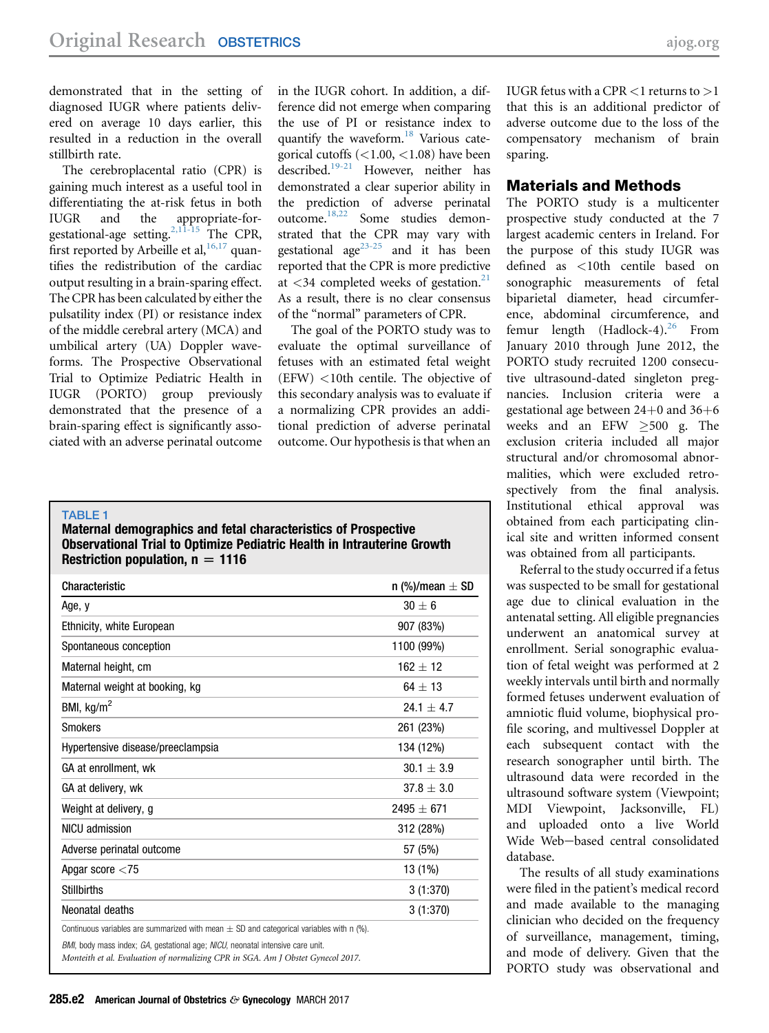demonstrated that in the setting of diagnosed IUGR where patients delivered on average 10 days earlier, this resulted in a reduction in the overall stillbirth rate.

The cerebroplacental ratio (CPR) is gaining much interest as a useful tool in differentiating the at-risk fetus in both IUGR and the appropriate-for-gestational-age setting.[2,11-15] The CPR, first reported by Arbeille et al,[16,17] quantifies the redistribution of the cardiac output resulting in a brain-sparing effect. The CPR has been calculated by either the pulsatility index (PI) or resistance index of the middle cerebral artery (MCA) and umbilical artery (UA) Doppler waveforms. The Prospective Observational Trial to Optimize Pediatric Health in IUGR (PORTO) group previously demonstrated that the presence of a brain-sparing effect is significantly associated with an adverse perinatal outcome in the IUGR cohort. In addition, a difference did not emerge when comparing the use of PI or resistance index to quantify the waveform.[18] Various categorical cutoffs (<1.00, <1.08) have been described.[19-21] However, neither has demonstrated a clear superior ability in the prediction of adverse perinatal outcome.[18,22] Some studies demonstrated that the CPR may vary with gestational age[23-25] and it has been reported that the CPR is more predictive at <34 completed weeks of gestation.[21] As a result, there is no clear consensus of the "normal" parameters of CPR.

The goal of the PORTO study was to evaluate the optimal surveillance of fetuses with an estimated fetal weight (EFW) <10th centile. The objective of this secondary analysis was to evaluate if a normalizing CPR provides an additional prediction of adverse perinatal outcome. Our hypothesis is that when an IUGR fetus with a CPR <1 returns to >1 that this is an additional predictor of adverse outcome due to the loss of the compensatory mechanism of brain sparing.

**TABLE 1**
**Maternal demographics and fetal characteristics of Prospective Observational Trial to Optimize Pediatric Health in Intrauterine Growth Restriction population, n = 1116**

| Characteristic | n (%)/mean ± SD |
|---|---|
| Age, y | 30 ± 6 |
| Ethnicity, white European | 907 (83%) |
| Spontaneous conception | 1100 (99%) |
| Maternal height, cm | 162 ± 12 |
| Maternal weight at booking, kg | 64 ± 13 |
| BMI, kg/m$^2$ | 24.1 ± 4.7 |
| Smokers | 261 (23%) |
| Hypertensive disease/preeclampsia | 134 (12%) |
| GA at enrollment, wk | 30.1 ± 3.9 |
| GA at delivery, wk | 37.8 ± 3.0 |
| Weight at delivery, g | 2495 ± 671 |
| NICU admission | 312 (28%) |
| Adverse perinatal outcome | 57 (5%) |
| Apgar score <75 | 13 (1%) |
| Stillbirths | 3 (1:370) |
| Neonatal deaths | 3 (1:370) |

Continuous variables are summarized with mean ± SD and categorical variables with n (%).

*BMI*, body mass index; *GA*, gestational age; *NICU*, neonatal intensive care unit.

*Monteith et al. Evaluation of normalizing CPR in SGA. Am J Obstet Gynecol 2017.*

## Materials and Methods

The PORTO study is a multicenter prospective study conducted at the 7 largest academic centers in Ireland. For the purpose of this study IUGR was defined as <10th centile based on sonographic measurements of fetal biparietal diameter, head circumference, abdominal circumference, and femur length (Hadlock-4).[26] From January 2010 through June 2012, the PORTO study recruited 1200 consecutive ultrasound-dated singleton pregnancies. Inclusion criteria were a gestational age between 24+0 and 36+6 weeks and an EFW ≥500 g. The exclusion criteria included all major structural and/or chromosomal abnormalities, which were excluded retrospectively from the final analysis. Institutional ethical approval was obtained from each participating clinical site and written informed consent was obtained from all participants.

Referral to the study occurred if a fetus was suspected to be small for gestational age due to clinical evaluation in the antenatal setting. All eligible pregnancies underwent an anatomical survey at enrollment. Serial sonographic evaluation of fetal weight was performed at 2 weekly intervals until birth and normally formed fetuses underwent evaluation of amniotic fluid volume, biophysical profile scoring, and multivessel Doppler at each subsequent contact with the research sonographer until birth. The ultrasound data were recorded in the ultrasound software system (Viewpoint; MDI Viewpoint, Jacksonville, FL) and uploaded onto a live World Wide Web–based central consolidated database.

The results of all study examinations were filed in the patient's medical record and made available to the managing clinician who decided on the frequency of surveillance, management, timing, and mode of delivery. Given that the PORTO study was observational and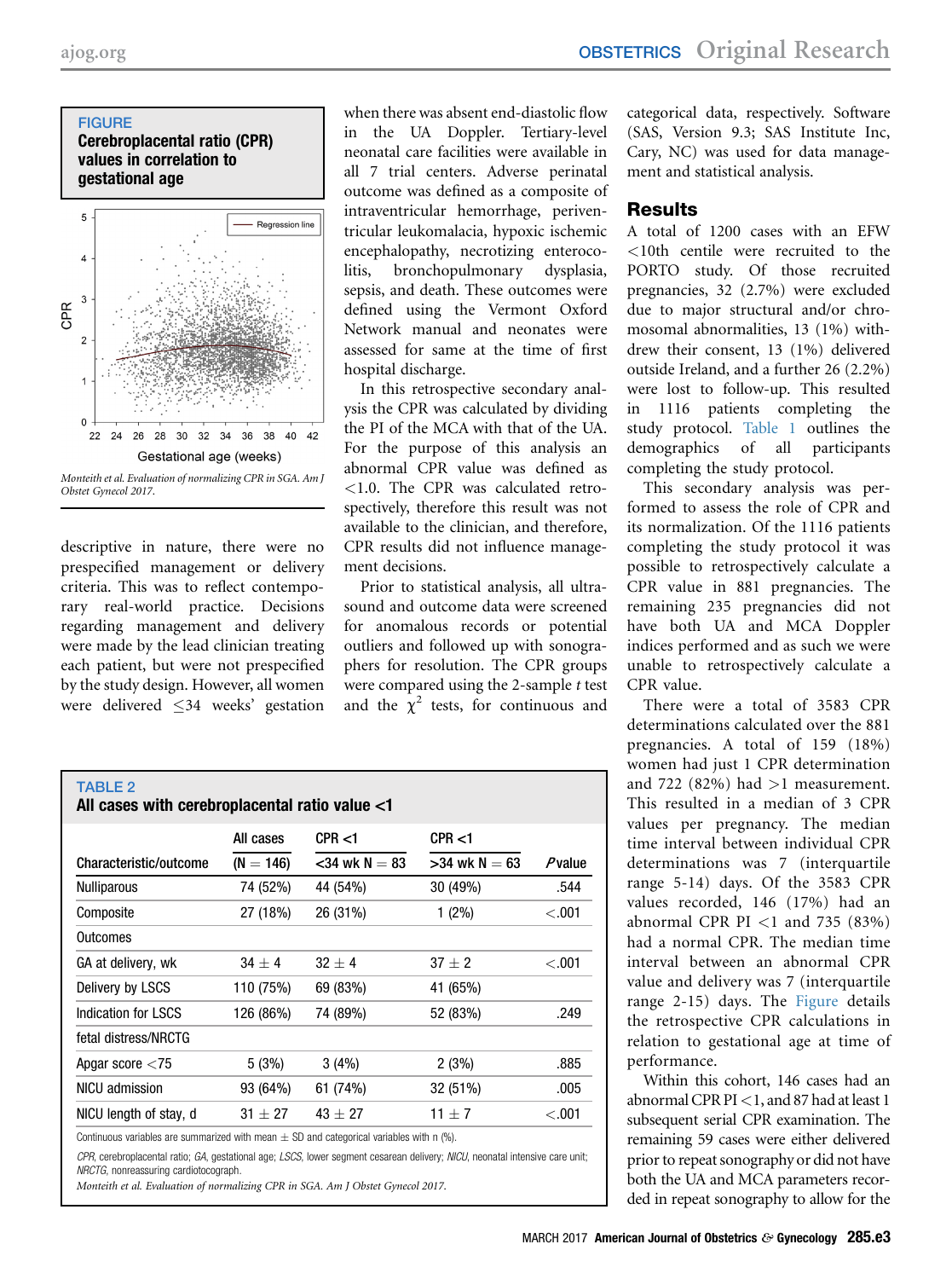**FIGURE**

**Cerebroplacental ratio (CPR) values in correlation to gestational age**

*Monteith et al. Evaluation of normalizing CPR in SGA. Am J Obstet Gynecol 2017.*

descriptive in nature, there were no prespecified management or delivery criteria. This was to reflect contemporary real-world practice. Decisions regarding management and delivery were made by the lead clinician treating each patient, but were not prespecified by the study design. However, all women were delivered ≤34 weeks' gestation when there was absent end-diastolic flow in the UA Doppler. Tertiary-level neonatal care facilities were available in all 7 trial centers. Adverse perinatal outcome was defined as a composite of intraventricular hemorrhage, periventricular leukomalacia, hypoxic ischemic encephalopathy, necrotizing enterocolitis, bronchopulmonary dysplasia, sepsis, and death. These outcomes were defined using the Vermont Oxford Network manual and neonates were assessed for same at the time of first hospital discharge.

In this retrospective secondary analysis the CPR was calculated by dividing the PI of the MCA with that of the UA. For the purpose of this analysis an abnormal CPR value was defined as <1.0. The CPR was calculated retrospectively, therefore this result was not available to the clinician, and therefore, CPR results did not influence management decisions.

Prior to statistical analysis, all ultrasound and outcome data were screened for anomalous records or potential outliers and followed up with sonographers for resolution. The CPR groups were compared using the 2-sample *t* test and the $\chi^2$ tests, for continuous and categorical data, respectively. Software (SAS, Version 9.3; SAS Institute Inc, Cary, NC) was used for data management and statistical analysis.

## Results

A total of 1200 cases with an EFW <10th centile were recruited to the PORTO study. Of those recruited pregnancies, 32 (2.7%) were excluded due to major structural and/or chromosomal abnormalities, 13 (1%) withdrew their consent, 13 (1%) delivered outside Ireland, and a further 26 (2.2%) were lost to follow-up. This resulted in 1116 patients completing the study protocol. Table 1 outlines the demographics of all participants completing the study protocol.

This secondary analysis was performed to assess the role of CPR and its normalization. Of the 1116 patients completing the study protocol it was possible to retrospectively calculate a CPR value in 881 pregnancies. The remaining 235 pregnancies did not have both UA and MCA Doppler indices performed and as such we were unable to retrospectively calculate a CPR value.

There were a total of 3583 CPR determinations calculated over the 881 pregnancies. A total of 159 (18%) women had just 1 CPR determination and 722 (82%) had >1 measurement. This resulted in a median of 3 CPR values per pregnancy. The median time interval between individual CPR determinations was 7 (interquartile range 5-14) days. Of the 3583 CPR values recorded, 146 (17%) had an abnormal CPR PI <1 and 735 (83%) had a normal CPR. The median time interval between an abnormal CPR value and delivery was 7 (interquartile range 2-15) days. The Figure details the retrospective CPR calculations in relation to gestational age at time of performance.

Within this cohort, 146 cases had an abnormal CPR PI <1, and 87 had at least 1 subsequent serial CPR examination. The remaining 59 cases were either delivered prior to repeat sonography or did not have both the UA and MCA parameters recorded in repeat sonography to allow for the

**TABLE 2**

**All cases with cerebroplacental ratio value <1**

| Characteristic/outcome | All cases (N = 146) | CPR <1 <34 wk N = 83 | CPR <1 >34 wk N = 63 | *P* value |
|---|---|---|---|---|
| Nulliparous | 74 (52%) | 44 (54%) | 30 (49%) | .544 |
| Composite | 27 (18%) | 26 (31%) | 1 (2%) | <.001 |
| Outcomes | | | | |
| GA at delivery, wk | 34 ± 4 | 32 ± 4 | 37 ± 2 | <.001 |
| Delivery by LSCS | 110 (75%) | 69 (83%) | 41 (65%) | |
| Indication for LSCS | 126 (86%) | 74 (89%) | 52 (83%) | .249 |
| fetal distress/NRCTG | | | | |
| Apgar score <75 | 5 (3%) | 3 (4%) | 2 (3%) | .885 |
| NICU admission | 93 (64%) | 61 (74%) | 32 (51%) | .005 |
| NICU length of stay, d | 31 ± 27 | 43 ± 27 | 11 ± 7 | <.001 |

Continuous variables are summarized with mean ± SD and categorical variables with n (%).

*CPR*, cerebroplacental ratio; *GA*, gestational age; *LSCS*, lower segment cesarean delivery; *NICU*, neonatal intensive care unit; *NRCTG*, nonreassuring cardiotocograph.

*Monteith et al. Evaluation of normalizing CPR in SGA. Am J Obstet Gynecol 2017.*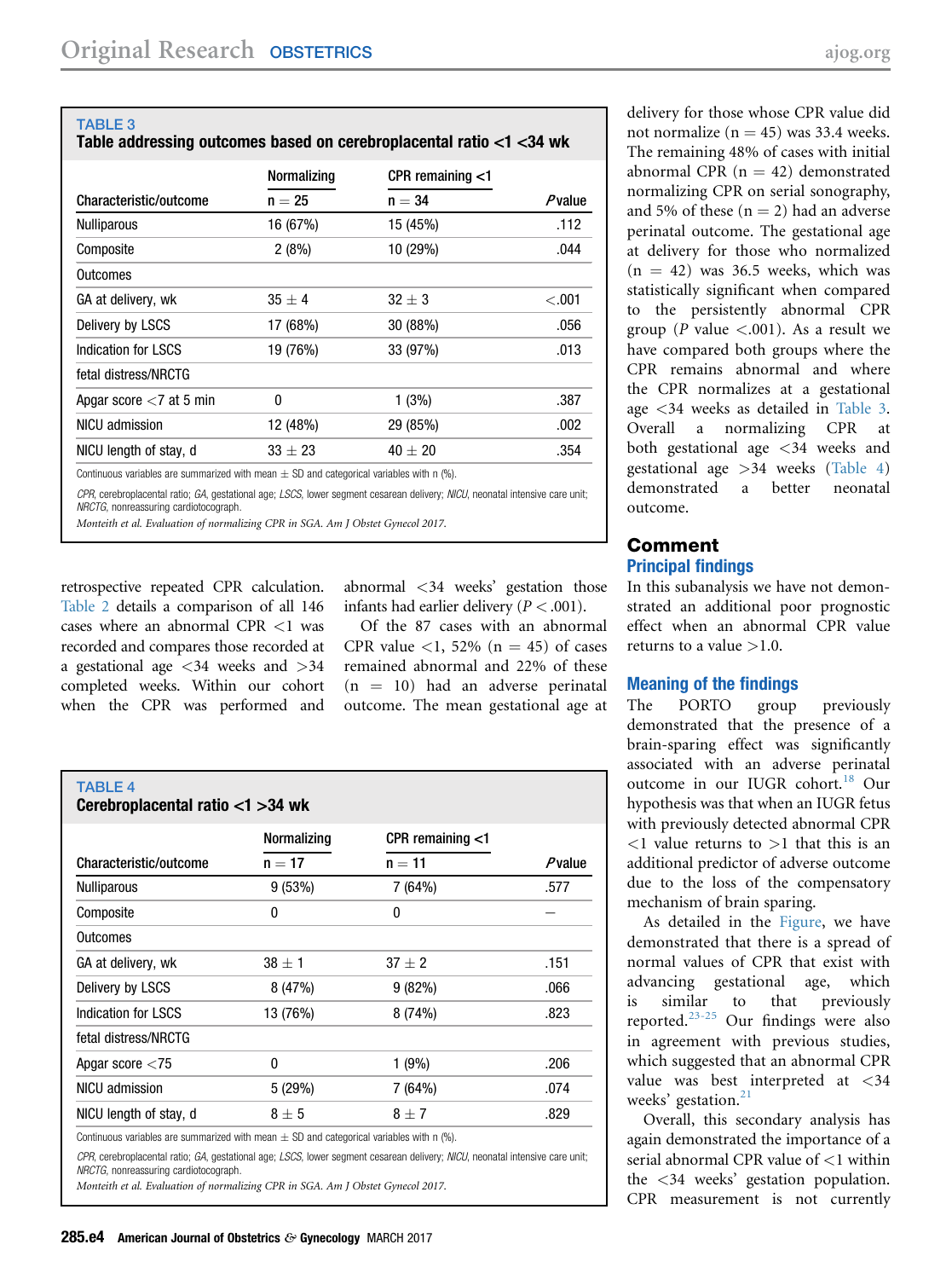**TABLE 3**
**Table addressing outcomes based on cerebroplacental ratio <1 <34 wk**

| Characteristic/outcome | Normalizing n = 25 | CPR remaining <1 n = 34 | P value |
|---|---|---|---|
| Nulliparous | 16 (67%) | 15 (45%) | .112 |
| Composite | 2 (8%) | 10 (29%) | .044 |
| Outcomes | | | |
| GA at delivery, wk | 35 ± 4 | 32 ± 3 | <.001 |
| Delivery by LSCS | 17 (68%) | 30 (88%) | .056 |
| Indication for LSCS | 19 (76%) | 33 (97%) | .013 |
| fetal distress/NRCTG | | | |
| Apgar score <7 at 5 min | 0 | 1 (3%) | .387 |
| NICU admission | 12 (48%) | 29 (85%) | .002 |
| NICU length of stay, d | 33 ± 23 | 40 ± 20 | .354 |

Continuous variables are summarized with mean ± SD and categorical variables with n (%).

*CPR*, cerebroplacental ratio; *GA*, gestational age; *LSCS*, lower segment cesarean delivery; *NICU*, neonatal intensive care unit; *NRCTG*, nonreassuring cardiotocograph.

*Monteith et al. Evaluation of normalizing CPR in SGA. Am J Obstet Gynecol 2017.*

retrospective repeated CPR calculation. Table 2 details a comparison of all 146 cases where an abnormal CPR <1 was recorded and compares those recorded at a gestational age <34 weeks and >34 completed weeks. Within our cohort when the CPR was performed and abnormal <34 weeks' gestation those infants had earlier delivery ($P < .001$).

Of the 87 cases with an abnormal CPR value <1, 52% (n = 45) of cases remained abnormal and 22% of these (n = 10) had an adverse perinatal outcome. The mean gestational age at delivery for those whose CPR value did not normalize (n = 45) was 33.4 weeks. The remaining 48% of cases with initial abnormal CPR (n = 42) demonstrated normalizing CPR on serial sonography, and 5% of these (n = 2) had an adverse perinatal outcome. The gestational age at delivery for those who normalized (n = 42) was 36.5 weeks, which was statistically significant when compared to the persistently abnormal CPR group (P value <.001). As a result we have compared both groups where the CPR remains abnormal and where the CPR normalizes at a gestational age <34 weeks as detailed in Table 3. Overall a normalizing CPR at both gestational age <34 weeks and gestational age >34 weeks (Table 4) demonstrated a better neonatal outcome.

**TABLE 4**
**Cerebroplacental ratio <1 >34 wk**

| Characteristic/outcome | Normalizing n = 17 | CPR remaining <1 n = 11 | P value |
|---|---|---|---|
| Nulliparous | 9 (53%) | 7 (64%) | .577 |
| Composite | 0 | 0 | — |
| Outcomes | | | |
| GA at delivery, wk | 38 ± 1 | 37 ± 2 | .151 |
| Delivery by LSCS | 8 (47%) | 9 (82%) | .066 |
| Indication for LSCS | 13 (76%) | 8 (74%) | .823 |
| fetal distress/NRCTG | | | |
| Apgar score <75 | 0 | 1 (9%) | .206 |
| NICU admission | 5 (29%) | 7 (64%) | .074 |
| NICU length of stay, d | 8 ± 5 | 8 ± 7 | .829 |

Continuous variables are summarized with mean ± SD and categorical variables with n (%).

*CPR*, cerebroplacental ratio; *GA*, gestational age; *LSCS*, lower segment cesarean delivery; *NICU*, neonatal intensive care unit; *NRCTG*, nonreassuring cardiotocograph.

*Monteith et al. Evaluation of normalizing CPR in SGA. Am J Obstet Gynecol 2017.*

## Comment

### Principal findings

In this subanalysis we have not demonstrated an additional poor prognostic effect when an abnormal CPR value returns to a value >1.0.

### Meaning of the findings

The PORTO group previously demonstrated that the presence of a brain-sparing effect was significantly associated with an adverse perinatal outcome in our IUGR cohort.[18] Our hypothesis was that when an IUGR fetus with previously detected abnormal CPR <1 value returns to >1 that this is an additional predictor of adverse outcome due to the loss of the compensatory mechanism of brain sparing.

As detailed in the Figure, we have demonstrated that there is a spread of normal values of CPR that exist with advancing gestational age, which is similar to that previously reported.[23-25] Our findings were also in agreement with previous studies, which suggested that an abnormal CPR value was best interpreted at <34 weeks' gestation.[21]

Overall, this secondary analysis has again demonstrated the importance of a serial abnormal CPR value of <1 within the <34 weeks' gestation population. CPR measurement is not currently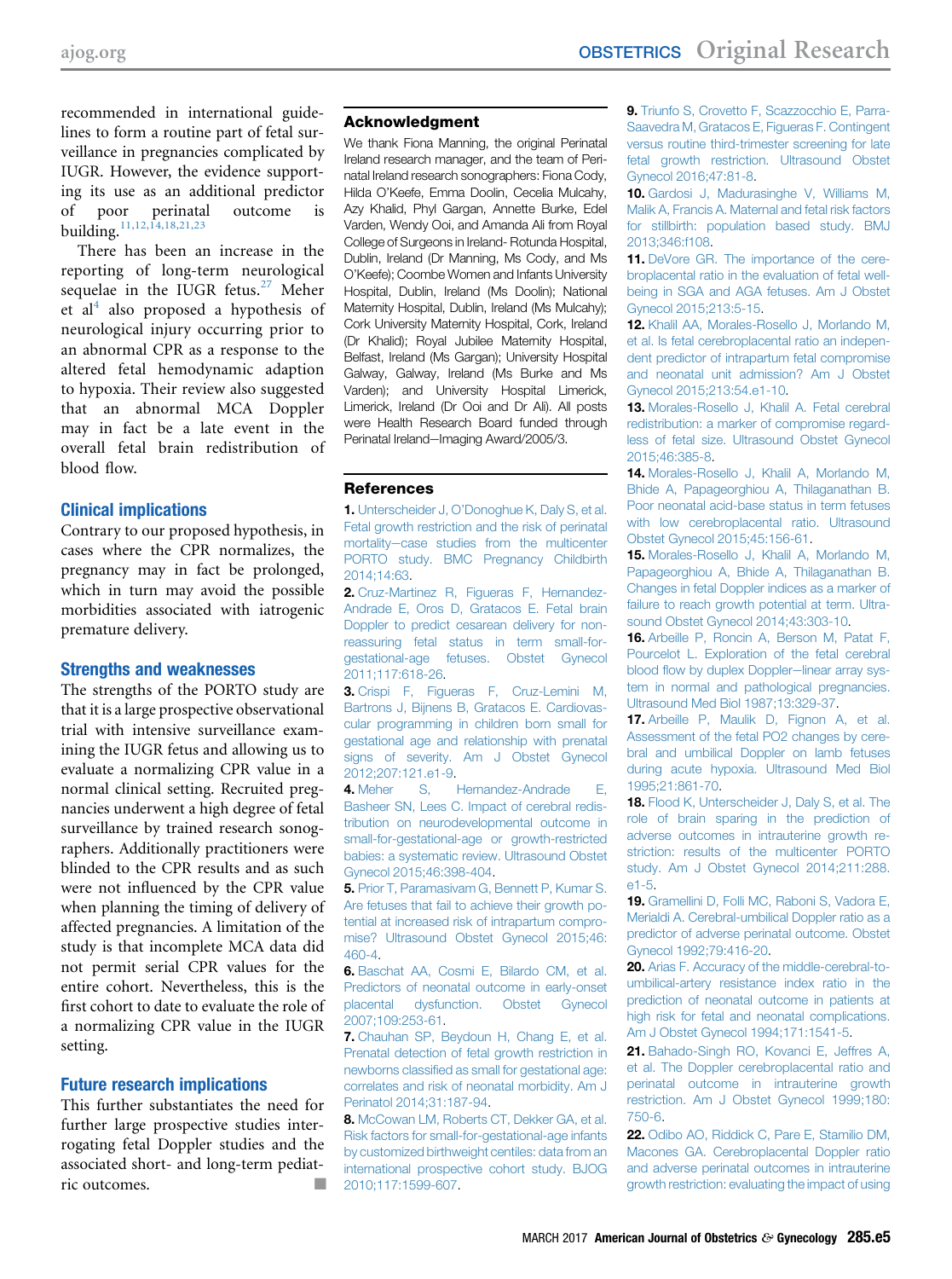recommended in international guidelines to form a routine part of fetal surveillance in pregnancies complicated by IUGR. However, the evidence supporting its use as an additional predictor of poor perinatal outcome is building.[11,12,14,18,21,23]

There has been an increase in the reporting of long-term neurological sequelae in the IUGR fetus.[27] Meher et al[4] also proposed a hypothesis of neurological injury occurring prior to an abnormal CPR as a response to the altered fetal hemodynamic adaption to hypoxia. Their review also suggested that an abnormal MCA Doppler may in fact be a late event in the overall fetal brain redistribution of blood flow.

## Clinical implications

Contrary to our proposed hypothesis, in cases where the CPR normalizes, the pregnancy may in fact be prolonged, which in turn may avoid the possible morbidities associated with iatrogenic premature delivery.

## Strengths and weaknesses

The strengths of the PORTO study are that it is a large prospective observational trial with intensive surveillance examining the IUGR fetus and allowing us to evaluate a normalizing CPR value in a normal clinical setting. Recruited pregnancies underwent a high degree of fetal surveillance by trained research sonographers. Additionally practitioners were blinded to the CPR results and as such were not influenced by the CPR value when planning the timing of delivery of affected pregnancies. A limitation of the study is that incomplete MCA data did not permit serial CPR values for the entire cohort. Nevertheless, this is the first cohort to date to evaluate the role of a normalizing CPR value in the IUGR setting.

## Future research implications

This further substantiates the need for further large prospective studies interrogating fetal Doppler studies and the associated short- and long-term pediatric outcomes. ■

## Acknowledgment

We thank Fiona Manning, the original Perinatal Ireland research manager, and the team of Perinatal Ireland research sonographers: Fiona Cody, Hilda O'Keefe, Emma Doolin, Cecelia Mulcahy, Azy Khalid, Phyl Gargan, Annette Burke, Edel Varden, Wendy Ooi, and Amanda Ali from Royal College of Surgeons in Ireland- Rotunda Hospital, Dublin, Ireland (Dr Manning, Ms Cody, and Ms O'Keefe); Coombe Women and Infants University Hospital, Dublin, Ireland (Ms Doolin); National Maternity Hospital, Dublin, Ireland (Ms Mulcahy); Cork University Maternity Hospital, Cork, Ireland (Dr Khalid); Royal Jubilee Maternity Hospital, Belfast, Ireland (Ms Gargan); University Hospital Galway, Galway, Ireland (Ms Burke and Ms Varden); and University Hospital Limerick, Limerick, Ireland (Dr Ooi and Dr Ali). All posts were Health Research Board funded through Perinatal Ireland—Imaging Award/2005/3.

## References

1. Unterscheider J, O'Donoghue K, Daly S, et al. Fetal growth restriction and the risk of perinatal mortality—case studies from the multicenter PORTO study. BMC Pregnancy Childbirth 2014;14:63.
2. Cruz-Martinez R, Figueras F, Hernandez-Andrade E, Oros D, Gratacos E. Fetal brain Doppler to predict cesarean delivery for non-reassuring fetal status in term small-for-gestational-age fetuses. Obstet Gynecol 2011;117:618-26.
3. Crispi F, Figueras F, Cruz-Lemini M, Bartrons J, Bijnens B, Gratacos E. Cardiovascular programming in children born small for gestational age and relationship with prenatal signs of severity. Am J Obstet Gynecol 2012;207:121.e1-9.
4. Meher S, Hernandez-Andrade E, Basheer SN, Lees C. Impact of cerebral redistribution on neurodevelopmental outcome in small-for-gestational-age or growth-restricted babies: a systematic review. Ultrasound Obstet Gynecol 2015;46:398-404.
5. Prior T, Paramasivam G, Bennett P, Kumar S. Are fetuses that fail to achieve their growth potential at increased risk of intrapartum compromise? Ultrasound Obstet Gynecol 2015;46:460-4.
6. Baschat AA, Cosmi E, Bilardo CM, et al. Predictors of neonatal outcome in early-onset placental dysfunction. Obstet Gynecol 2007;109:253-61.
7. Chauhan SP, Beydoun H, Chang E, et al. Prenatal detection of fetal growth restriction in newborns classified as small for gestational age: correlates and risk of neonatal morbidity. Am J Perinatol 2014;31:187-94.
8. McCowan LM, Roberts CT, Dekker GA, et al. Risk factors for small-for-gestational-age infants by customized birthweight centiles: data from an international prospective cohort study. BJOG 2010;117:1599-607.
9. Triunfo S, Crovetto F, Scazzocchio E, Parra-Saavedra M, Gratacos E, Figueras F. Contingent versus routine third-trimester screening for late fetal growth restriction. Ultrasound Obstet Gynecol 2016;47:81-8.
10. Gardosi J, Madurasinghe V, Williams M, Malik A, Francis A. Maternal and fetal risk factors for stillbirth: population based study. BMJ 2013;346:f108.
11. DeVore GR. The importance of the cerebroplacental ratio in the evaluation of fetal well-being in SGA and AGA fetuses. Am J Obstet Gynecol 2015;213:5-15.
12. Khalil AA, Morales-Rosello J, Morlando M, et al. Is fetal cerebroplacental ratio an independent predictor of intrapartum fetal compromise and neonatal unit admission? Am J Obstet Gynecol 2015;213:54.e1-10.
13. Morales-Rosello J, Khalil A. Fetal cerebral redistribution: a marker of compromise regardless of fetal size. Ultrasound Obstet Gynecol 2015;46:385-8.
14. Morales-Rosello J, Khalil A, Morlando M, Bhide A, Papageorghiou A, Thilaganathan B. Poor neonatal acid-base status in term fetuses with low cerebroplacental ratio. Ultrasound Obstet Gynecol 2015;45:156-61.
15. Morales-Rosello J, Khalil A, Morlando M, Papageorghiou A, Bhide A, Thilaganathan B. Changes in fetal Doppler indices as a marker of failure to reach growth potential at term. Ultrasound Obstet Gynecol 2014;43:303-10.
16. Arbeille P, Roncin A, Berson M, Patat F, Pourcelot L. Exploration of the fetal cerebral blood flow by duplex Doppler—linear array system in normal and pathological pregnancies. Ultrasound Med Biol 1987;13:329-37.
17. Arbeille P, Maulik D, Fignon A, et al. Assessment of the fetal PO2 changes by cerebral and umbilical Doppler on lamb fetuses during acute hypoxia. Ultrasound Med Biol 1995;21:861-70.
18. Flood K, Unterscheider J, Daly S, et al. The role of brain sparing in the prediction of adverse outcomes in intrauterine growth restriction: results of the multicenter PORTO study. Am J Obstet Gynecol 2014;211:288.e1-5.
19. Gramellini D, Folli MC, Raboni S, Vadora E, Merialdi A. Cerebral-umbilical Doppler ratio as a predictor of adverse perinatal outcome. Obstet Gynecol 1992;79:416-20.
20. Arias F. Accuracy of the middle-cerebral-to-umbilical-artery resistance index ratio in the prediction of neonatal outcome in patients at high risk for fetal and neonatal complications. Am J Obstet Gynecol 1994;171:1541-5.
21. Bahado-Singh RO, Kovanci E, Jeffres A, et al. The Doppler cerebroplacental ratio and perinatal outcome in intrauterine growth restriction. Am J Obstet Gynecol 1999;180:750-6.
22. Odibo AO, Riddick C, Pare E, Stamilio DM, Macones GA. Cerebroplacental Doppler ratio and adverse perinatal outcomes in intrauterine growth restriction: evaluating the impact of using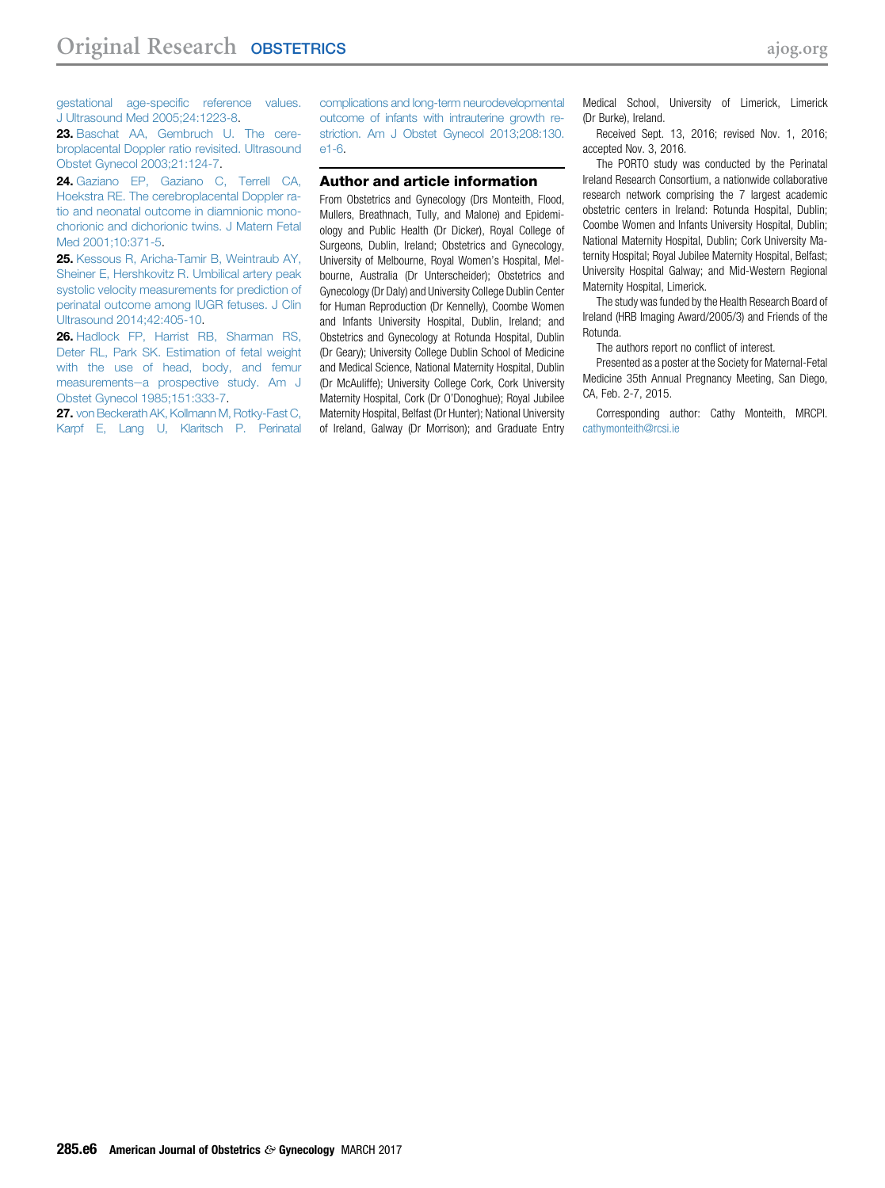gestational age-specific reference values. J Ultrasound Med 2005;24:1223-8.

**23.** Baschat AA, Gembruch U. The cerebroplacental Doppler ratio revisited. Ultrasound Obstet Gynecol 2003;21:124-7.

**24.** Gaziano EP, Gaziano C, Terrell CA, Hoekstra RE. The cerebroplacental Doppler ratio and neonatal outcome in diamnionic monochorionic and dichorionic twins. J Matern Fetal Med 2001;10:371-5.

**25.** Kessous R, Aricha-Tamir B, Weintraub AY, Sheiner E, Hershkovitz R. Umbilical artery peak systolic velocity measurements for prediction of perinatal outcome among IUGR fetuses. J Clin Ultrasound 2014;42:405-10.

**26.** Hadlock FP, Harrist RB, Sharman RS, Deter RL, Park SK. Estimation of fetal weight with the use of head, body, and femur measurements—a prospective study. Am J Obstet Gynecol 1985;151:333-7.

**27.** von Beckerath AK, Kollmann M, Rotky-Fast C, Karpf E, Lang U, Klaritsch P. Perinatal complications and long-term neurodevelopmental outcome of infants with intrauterine growth restriction. Am J Obstet Gynecol 2013;208:130.e1-6.

## Author and article information

From Obstetrics and Gynecology (Drs Monteith, Flood, Mullers, Breathnach, Tully, and Malone) and Epidemiology and Public Health (Dr Dicker), Royal College of Surgeons, Dublin, Ireland; Obstetrics and Gynecology, University of Melbourne, Royal Women's Hospital, Melbourne, Australia (Dr Unterscheider); Obstetrics and Gynecology (Dr Daly) and University College Dublin Center for Human Reproduction (Dr Kennelly), Coombe Women and Infants University Hospital, Dublin, Ireland; and Obstetrics and Gynecology at Rotunda Hospital, Dublin (Dr Geary); University College Dublin School of Medicine and Medical Science, National Maternity Hospital, Dublin (Dr McAuliffe); University College Cork, Cork University Maternity Hospital, Cork (Dr O'Donoghue); Royal Jubilee Maternity Hospital, Belfast (Dr Hunter); National University of Ireland, Galway (Dr Morrison); and Graduate Entry Medical School, University of Limerick, Limerick (Dr Burke), Ireland.

Received Sept. 13, 2016; revised Nov. 1, 2016; accepted Nov. 3, 2016.

The PORTO study was conducted by the Perinatal Ireland Research Consortium, a nationwide collaborative research network comprising the 7 largest academic obstetric centers in Ireland: Rotunda Hospital, Dublin; Coombe Women and Infants University Hospital, Dublin; National Maternity Hospital, Dublin; Cork University Maternity Hospital; Royal Jubilee Maternity Hospital, Belfast; University Hospital Galway; and Mid-Western Regional Maternity Hospital, Limerick.

The study was funded by the Health Research Board of Ireland (HRB Imaging Award/2005/3) and Friends of the Rotunda.

The authors report no conflict of interest.

Presented as a poster at the Society for Maternal-Fetal Medicine 35th Annual Pregnancy Meeting, San Diego, CA, Feb. 2-7, 2015.

Corresponding author: Cathy Monteith, MRCPI. cathymonteith@rcsi.ie